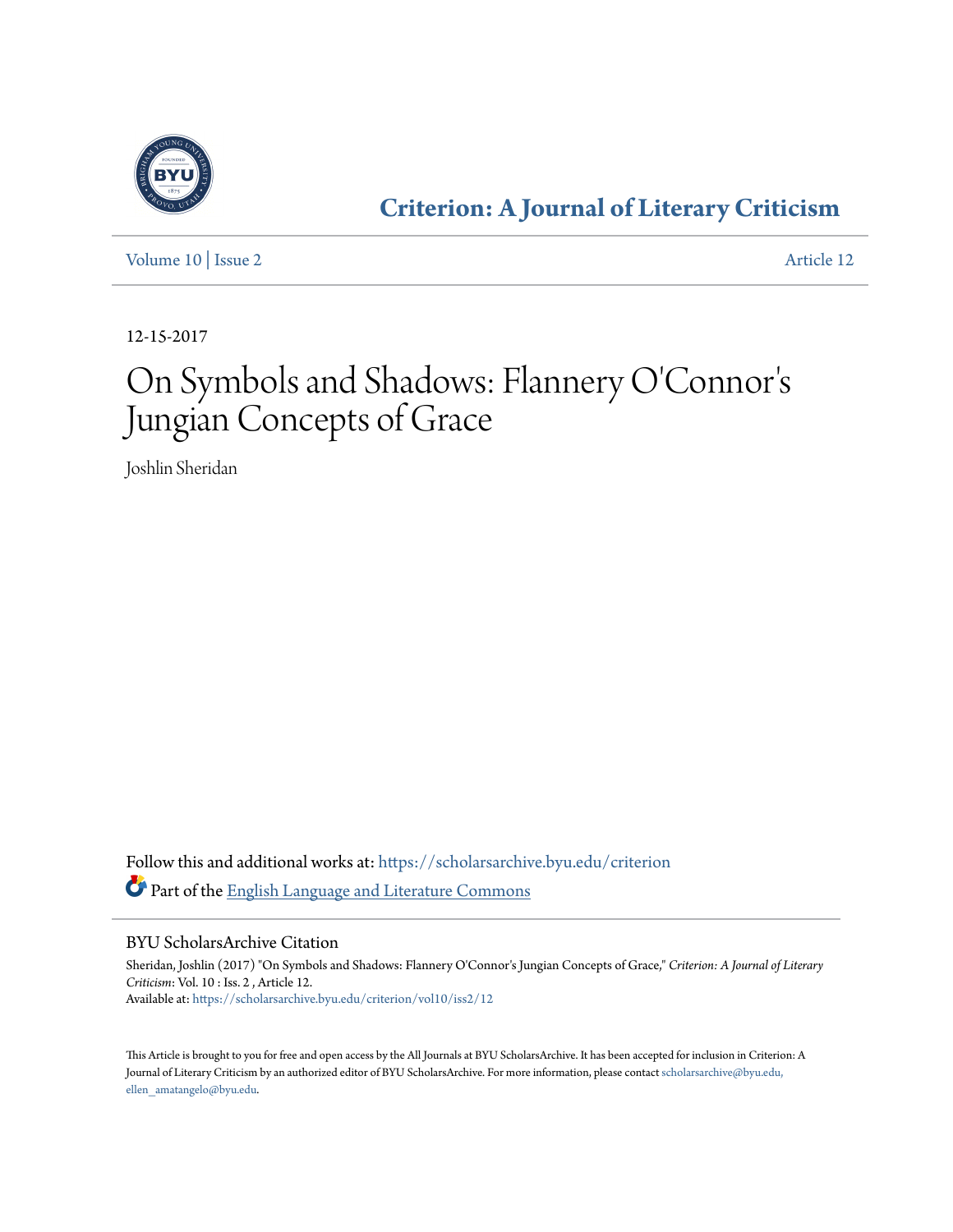# Criterion: A Journal of Literary Criticism

Volume 10 | Issue 2 Article 12

12-15-2017

# On Symbols and Shadows: Flannery O'Connor's Jungian Concepts of Grace

Joshlin Sheridan

Follow this and additional works at: https://scholarsarchive.byu.edu/criterion

Part of the English Language and Literature Commons

## BYU ScholarsArchive Citation

Sheridan, Joshlin (2017) "On Symbols and Shadows: Flannery O'Connor's Jungian Concepts of Grace," *Criterion: A Journal of Literary Criticism*: Vol. 10 : Iss. 2 , Article 12.
Available at: https://scholarsarchive.byu.edu/criterion/vol10/iss2/12

This Article is brought to you for free and open access by the All Journals at BYU ScholarsArchive. It has been accepted for inclusion in Criterion: A Journal of Literary Criticism by an authorized editor of BYU ScholarsArchive. For more information, please contact scholarsarchive@byu.edu, ellen_amatangelo@byu.edu.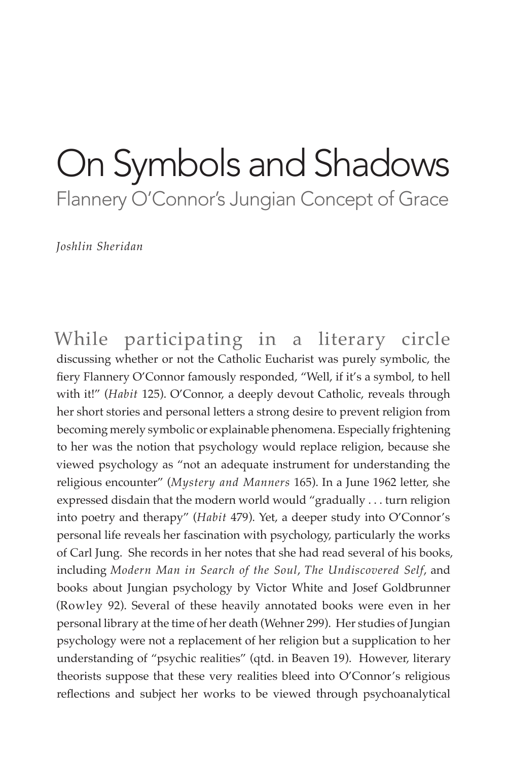# On Symbols and Shadows

## Flannery O'Connor's Jungian Concept of Grace

*Joshlin Sheridan*

While participating in a literary circle discussing whether or not the Catholic Eucharist was purely symbolic, the fiery Flannery O'Connor famously responded, "Well, if it's a symbol, to hell with it!" (*Habit* 125). O'Connor, a deeply devout Catholic, reveals through her short stories and personal letters a strong desire to prevent religion from becoming merely symbolic or explainable phenomena. Especially frightening to her was the notion that psychology would replace religion, because she viewed psychology as "not an adequate instrument for understanding the religious encounter" (*Mystery and Manners* 165). In a June 1962 letter, she expressed disdain that the modern world would "gradually . . . turn religion into poetry and therapy" (*Habit* 479). Yet, a deeper study into O'Connor's personal life reveals her fascination with psychology, particularly the works of Carl Jung. She records in her notes that she had read several of his books, including *Modern Man in Search of the Soul*, *The Undiscovered Self*, and books about Jungian psychology by Victor White and Josef Goldbrunner (Rowley 92). Several of these heavily annotated books were even in her personal library at the time of her death (Wehner 299). Her studies of Jungian psychology were not a replacement of her religion but a supplication to her understanding of "psychic realities" (qtd. in Beaven 19). However, literary theorists suppose that these very realities bleed into O'Connor's religious reflections and subject her works to be viewed through psychoanalytical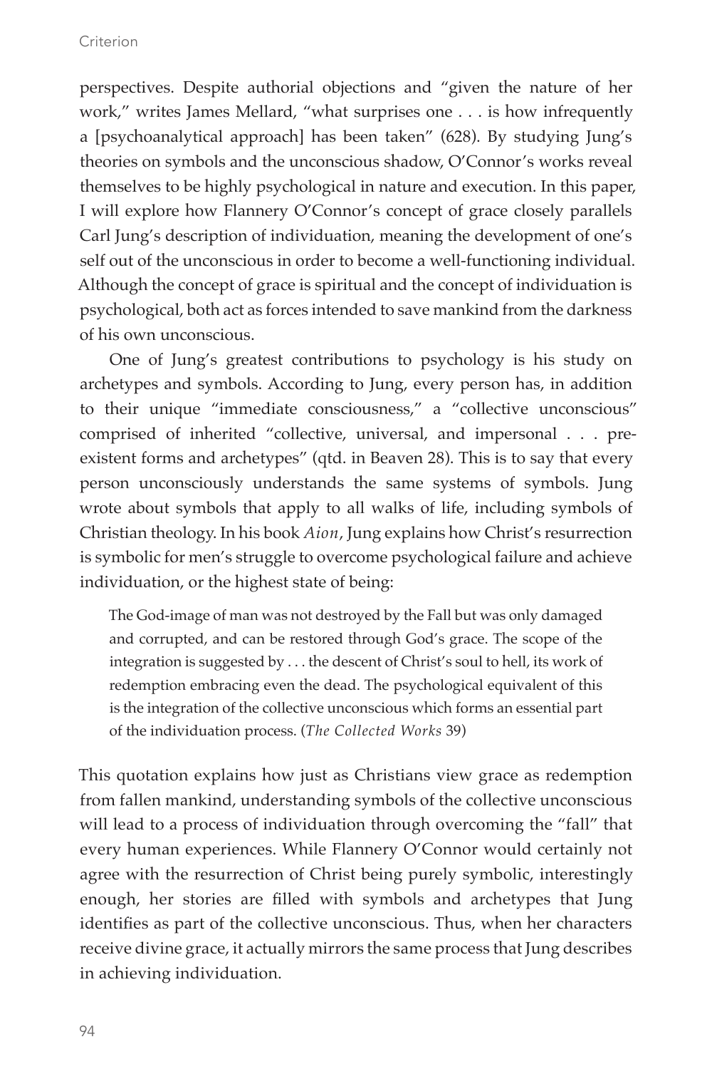perspectives. Despite authorial objections and "given the nature of her work," writes James Mellard, "what surprises one . . . is how infrequently a [psychoanalytical approach] has been taken" (628). By studying Jung's theories on symbols and the unconscious shadow, O'Connor's works reveal themselves to be highly psychological in nature and execution. In this paper, I will explore how Flannery O'Connor's concept of grace closely parallels Carl Jung's description of individuation, meaning the development of one's self out of the unconscious in order to become a well-functioning individual. Although the concept of grace is spiritual and the concept of individuation is psychological, both act as forces intended to save mankind from the darkness of his own unconscious.

One of Jung's greatest contributions to psychology is his study on archetypes and symbols. According to Jung, every person has, in addition to their unique "immediate consciousness," a "collective unconscious" comprised of inherited "collective, universal, and impersonal . . . pre-existent forms and archetypes" (qtd. in Beaven 28). This is to say that every person unconsciously understands the same systems of symbols. Jung wrote about symbols that apply to all walks of life, including symbols of Christian theology. In his book *Aion*, Jung explains how Christ's resurrection is symbolic for men's struggle to overcome psychological failure and achieve individuation, or the highest state of being:

> The God-image of man was not destroyed by the Fall but was only damaged and corrupted, and can be restored through God's grace. The scope of the integration is suggested by . . . the descent of Christ's soul to hell, its work of redemption embracing even the dead. The psychological equivalent of this is the integration of the collective unconscious which forms an essential part of the individuation process. (*The Collected Works* 39)

This quotation explains how just as Christians view grace as redemption from fallen mankind, understanding symbols of the collective unconscious will lead to a process of individuation through overcoming the "fall" that every human experiences. While Flannery O'Connor would certainly not agree with the resurrection of Christ being purely symbolic, interestingly enough, her stories are filled with symbols and archetypes that Jung identifies as part of the collective unconscious. Thus, when her characters receive divine grace, it actually mirrors the same process that Jung describes in achieving individuation.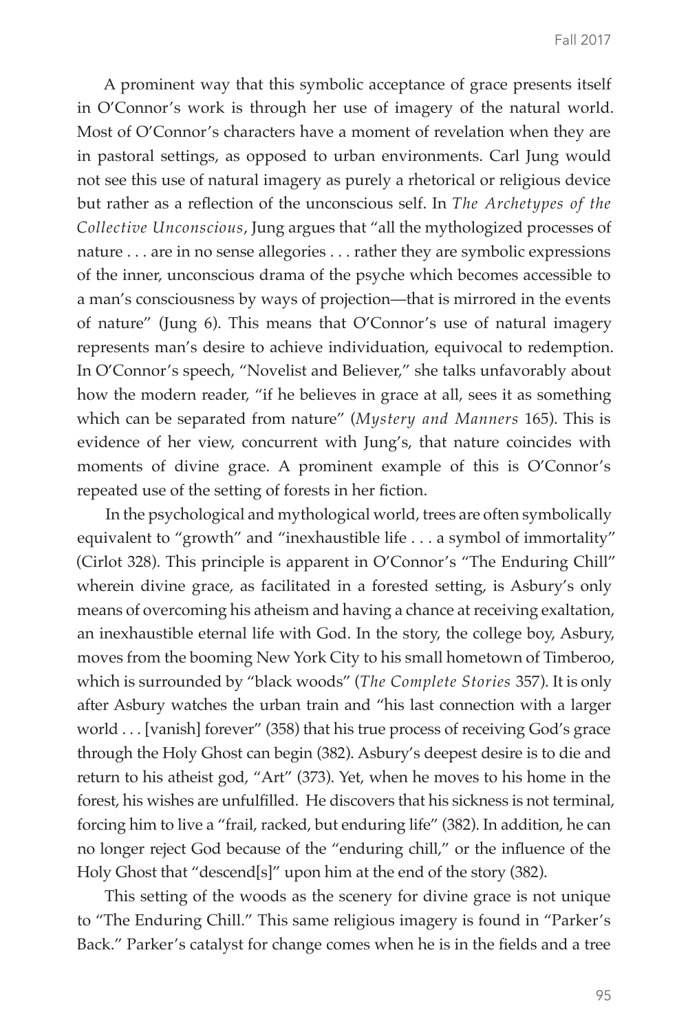A prominent way that this symbolic acceptance of grace presents itself in O'Connor's work is through her use of imagery of the natural world. Most of O'Connor's characters have a moment of revelation when they are in pastoral settings, as opposed to urban environments. Carl Jung would not see this use of natural imagery as purely a rhetorical or religious device but rather as a reflection of the unconscious self. In *The Archetypes of the Collective Unconscious*, Jung argues that "all the mythologized processes of nature . . . are in no sense allegories . . . rather they are symbolic expressions of the inner, unconscious drama of the psyche which becomes accessible to a man's consciousness by ways of projection—that is mirrored in the events of nature" (Jung 6). This means that O'Connor's use of natural imagery represents man's desire to achieve individuation, equivocal to redemption. In O'Connor's speech, "Novelist and Believer," she talks unfavorably about how the modern reader, "if he believes in grace at all, sees it as something which can be separated from nature" (*Mystery and Manners* 165). This is evidence of her view, concurrent with Jung's, that nature coincides with moments of divine grace. A prominent example of this is O'Connor's repeated use of the setting of forests in her fiction.

In the psychological and mythological world, trees are often symbolically equivalent to "growth" and "inexhaustible life . . . a symbol of immortality" (Cirlot 328). This principle is apparent in O'Connor's "The Enduring Chill" wherein divine grace, as facilitated in a forested setting, is Asbury's only means of overcoming his atheism and having a chance at receiving exaltation, an inexhaustible eternal life with God. In the story, the college boy, Asbury, moves from the booming New York City to his small hometown of Timberoo, which is surrounded by "black woods" (*The Complete Stories* 357). It is only after Asbury watches the urban train and "his last connection with a larger world . . . [vanish] forever" (358) that his true process of receiving God's grace through the Holy Ghost can begin (382). Asbury's deepest desire is to die and return to his atheist god, "Art" (373). Yet, when he moves to his home in the forest, his wishes are unfulfilled. He discovers that his sickness is not terminal, forcing him to live a "frail, racked, but enduring life" (382). In addition, he can no longer reject God because of the "enduring chill," or the influence of the Holy Ghost that "descend[s]" upon him at the end of the story (382).

This setting of the woods as the scenery for divine grace is not unique to "The Enduring Chill." This same religious imagery is found in "Parker's Back." Parker's catalyst for change comes when he is in the fields and a tree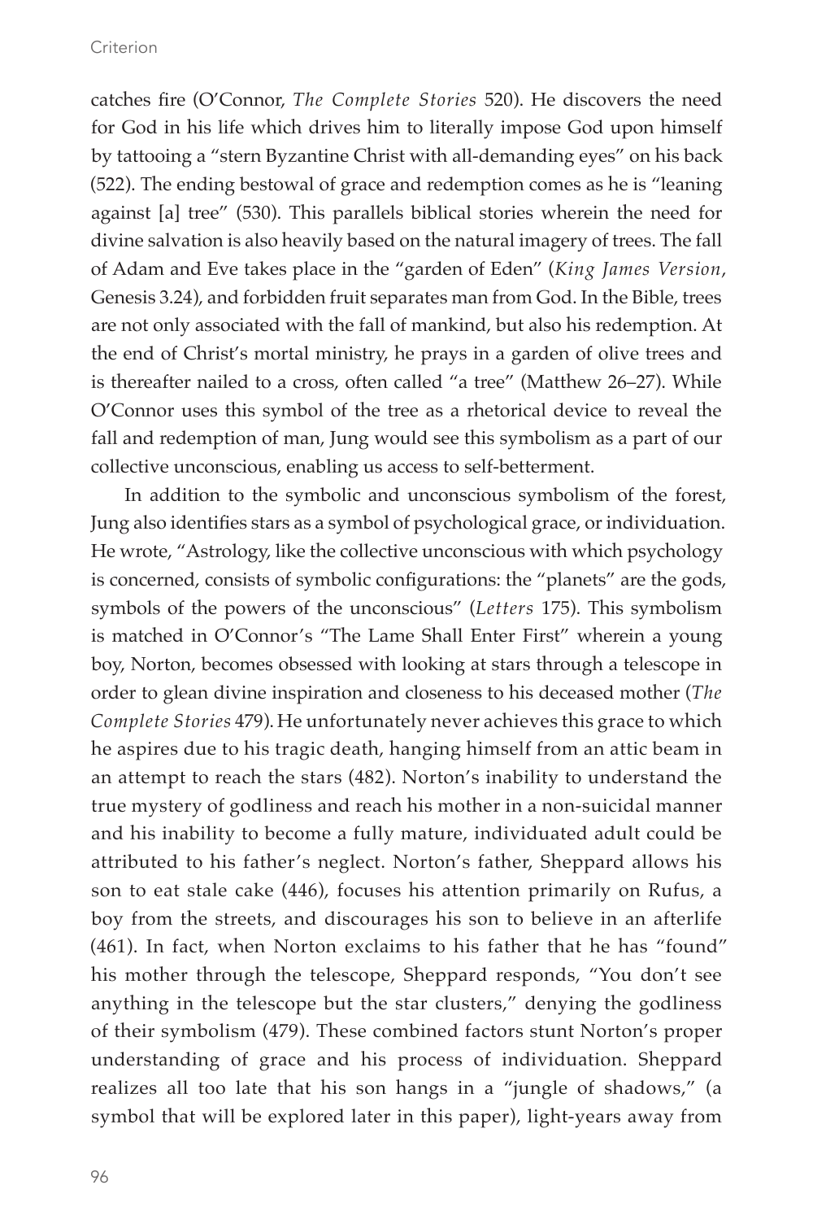catches fire (O'Connor, *The Complete Stories* 520). He discovers the need for God in his life which drives him to literally impose God upon himself by tattooing a "stern Byzantine Christ with all-demanding eyes" on his back (522). The ending bestowal of grace and redemption comes as he is "leaning against [a] tree" (530). This parallels biblical stories wherein the need for divine salvation is also heavily based on the natural imagery of trees. The fall of Adam and Eve takes place in the "garden of Eden" (*King James Version*, Genesis 3.24), and forbidden fruit separates man from God. In the Bible, trees are not only associated with the fall of mankind, but also his redemption. At the end of Christ's mortal ministry, he prays in a garden of olive trees and is thereafter nailed to a cross, often called "a tree" (Matthew 26–27). While O'Connor uses this symbol of the tree as a rhetorical device to reveal the fall and redemption of man, Jung would see this symbolism as a part of our collective unconscious, enabling us access to self-betterment.

In addition to the symbolic and unconscious symbolism of the forest, Jung also identifies stars as a symbol of psychological grace, or individuation. He wrote, "Astrology, like the collective unconscious with which psychology is concerned, consists of symbolic configurations: the "planets" are the gods, symbols of the powers of the unconscious" (*Letters* 175). This symbolism is matched in O'Connor's "The Lame Shall Enter First" wherein a young boy, Norton, becomes obsessed with looking at stars through a telescope in order to glean divine inspiration and closeness to his deceased mother (*The Complete Stories* 479). He unfortunately never achieves this grace to which he aspires due to his tragic death, hanging himself from an attic beam in an attempt to reach the stars (482). Norton's inability to understand the true mystery of godliness and reach his mother in a non-suicidal manner and his inability to become a fully mature, individuated adult could be attributed to his father's neglect. Norton's father, Sheppard allows his son to eat stale cake (446), focuses his attention primarily on Rufus, a boy from the streets, and discourages his son to believe in an afterlife (461). In fact, when Norton exclaims to his father that he has "found" his mother through the telescope, Sheppard responds, "You don't see anything in the telescope but the star clusters," denying the godliness of their symbolism (479). These combined factors stunt Norton's proper understanding of grace and his process of individuation. Sheppard realizes all too late that his son hangs in a "jungle of shadows," (a symbol that will be explored later in this paper), light-years away from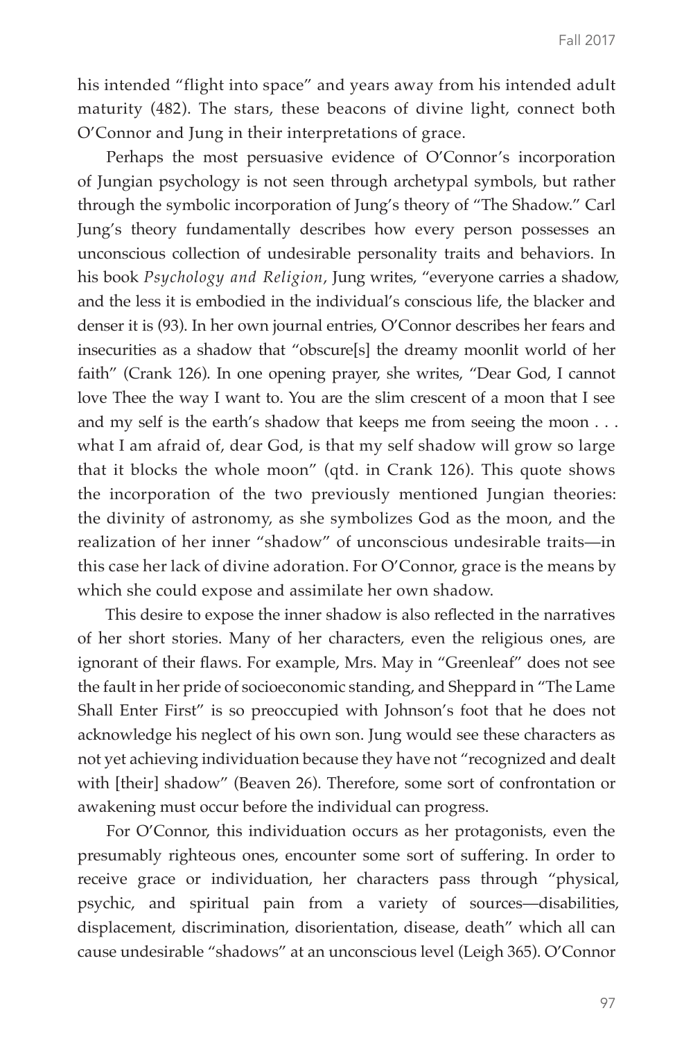his intended "flight into space" and years away from his intended adult maturity (482). The stars, these beacons of divine light, connect both O'Connor and Jung in their interpretations of grace.

Perhaps the most persuasive evidence of O'Connor's incorporation of Jungian psychology is not seen through archetypal symbols, but rather through the symbolic incorporation of Jung's theory of "The Shadow." Carl Jung's theory fundamentally describes how every person possesses an unconscious collection of undesirable personality traits and behaviors. In his book *Psychology and Religion*, Jung writes, "everyone carries a shadow, and the less it is embodied in the individual's conscious life, the blacker and denser it is (93). In her own journal entries, O'Connor describes her fears and insecurities as a shadow that "obscure[s] the dreamy moonlit world of her faith" (Crank 126). In one opening prayer, she writes, "Dear God, I cannot love Thee the way I want to. You are the slim crescent of a moon that I see and my self is the earth's shadow that keeps me from seeing the moon . . . what I am afraid of, dear God, is that my self shadow will grow so large that it blocks the whole moon" (qtd. in Crank 126). This quote shows the incorporation of the two previously mentioned Jungian theories: the divinity of astronomy, as she symbolizes God as the moon, and the realization of her inner "shadow" of unconscious undesirable traits—in this case her lack of divine adoration. For O'Connor, grace is the means by which she could expose and assimilate her own shadow.

This desire to expose the inner shadow is also reflected in the narratives of her short stories. Many of her characters, even the religious ones, are ignorant of their flaws. For example, Mrs. May in "Greenleaf" does not see the fault in her pride of socioeconomic standing, and Sheppard in "The Lame Shall Enter First" is so preoccupied with Johnson's foot that he does not acknowledge his neglect of his own son. Jung would see these characters as not yet achieving individuation because they have not "recognized and dealt with [their] shadow" (Beaven 26). Therefore, some sort of confrontation or awakening must occur before the individual can progress.

For O'Connor, this individuation occurs as her protagonists, even the presumably righteous ones, encounter some sort of suffering. In order to receive grace or individuation, her characters pass through "physical, psychic, and spiritual pain from a variety of sources—disabilities, displacement, discrimination, disorientation, disease, death" which all can cause undesirable "shadows" at an unconscious level (Leigh 365). O'Connor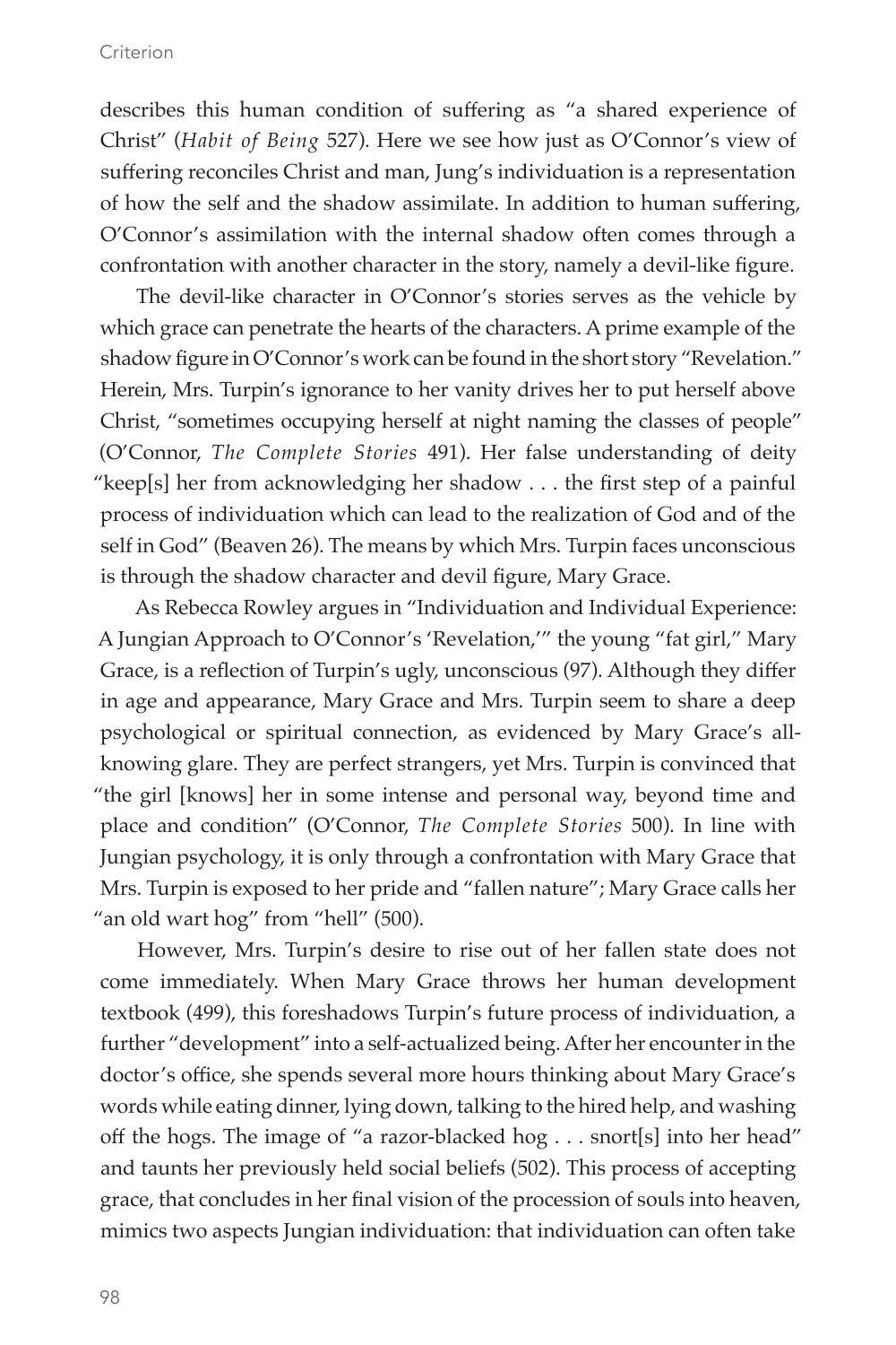describes this human condition of suffering as "a shared experience of Christ" (*Habit of Being* 527). Here we see how just as O'Connor's view of suffering reconciles Christ and man, Jung's individuation is a representation of how the self and the shadow assimilate. In addition to human suffering, O'Connor's assimilation with the internal shadow often comes through a confrontation with another character in the story, namely a devil-like figure.

The devil-like character in O'Connor's stories serves as the vehicle by which grace can penetrate the hearts of the characters. A prime example of the shadow figure in O'Connor's work can be found in the short story "Revelation." Herein, Mrs. Turpin's ignorance to her vanity drives her to put herself above Christ, "sometimes occupying herself at night naming the classes of people" (O'Connor, *The Complete Stories* 491). Her false understanding of deity "keep[s] her from acknowledging her shadow . . . the first step of a painful process of individuation which can lead to the realization of God and of the self in God" (Beaven 26). The means by which Mrs. Turpin faces unconscious is through the shadow character and devil figure, Mary Grace.

As Rebecca Rowley argues in "Individuation and Individual Experience: A Jungian Approach to O'Connor's 'Revelation,'" the young "fat girl," Mary Grace, is a reflection of Turpin's ugly, unconscious (97). Although they differ in age and appearance, Mary Grace and Mrs. Turpin seem to share a deep psychological or spiritual connection, as evidenced by Mary Grace's all-knowing glare. They are perfect strangers, yet Mrs. Turpin is convinced that "the girl [knows] her in some intense and personal way, beyond time and place and condition" (O'Connor, *The Complete Stories* 500). In line with Jungian psychology, it is only through a confrontation with Mary Grace that Mrs. Turpin is exposed to her pride and "fallen nature"; Mary Grace calls her "an old wart hog" from "hell" (500).

However, Mrs. Turpin's desire to rise out of her fallen state does not come immediately. When Mary Grace throws her human development textbook (499), this foreshadows Turpin's future process of individuation, a further "development" into a self-actualized being. After her encounter in the doctor's office, she spends several more hours thinking about Mary Grace's words while eating dinner, lying down, talking to the hired help, and washing off the hogs. The image of "a razor-blacked hog . . . snort[s] into her head" and taunts her previously held social beliefs (502). This process of accepting grace, that concludes in her final vision of the procession of souls into heaven, mimics two aspects Jungian individuation: that individuation can often take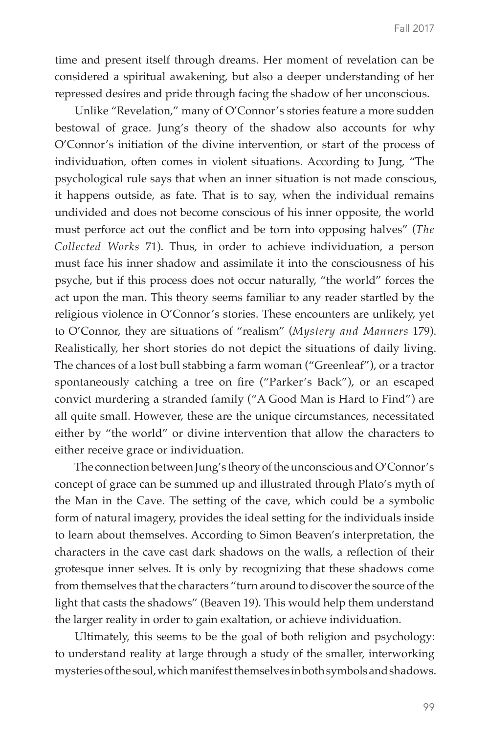time and present itself through dreams. Her moment of revelation can be considered a spiritual awakening, but also a deeper understanding of her repressed desires and pride through facing the shadow of her unconscious.

Unlike "Revelation," many of O'Connor's stories feature a more sudden bestowal of grace. Jung's theory of the shadow also accounts for why O'Connor's initiation of the divine intervention, or start of the process of individuation, often comes in violent situations. According to Jung, "The psychological rule says that when an inner situation is not made conscious, it happens outside, as fate. That is to say, when the individual remains undivided and does not become conscious of his inner opposite, the world must perforce act out the conflict and be torn into opposing halves" (*The Collected Works* 71). Thus, in order to achieve individuation, a person must face his inner shadow and assimilate it into the consciousness of his psyche, but if this process does not occur naturally, "the world" forces the act upon the man. This theory seems familiar to any reader startled by the religious violence in O'Connor's stories. These encounters are unlikely, yet to O'Connor, they are situations of "realism" (*Mystery and Manners* 179). Realistically, her short stories do not depict the situations of daily living. The chances of a lost bull stabbing a farm woman ("Greenleaf"), or a tractor spontaneously catching a tree on fire ("Parker's Back"), or an escaped convict murdering a stranded family ("A Good Man is Hard to Find") are all quite small. However, these are the unique circumstances, necessitated either by "the world" or divine intervention that allow the characters to either receive grace or individuation.

The connection between Jung's theory of the unconscious and O'Connor's concept of grace can be summed up and illustrated through Plato's myth of the Man in the Cave. The setting of the cave, which could be a symbolic form of natural imagery, provides the ideal setting for the individuals inside to learn about themselves. According to Simon Beaven's interpretation, the characters in the cave cast dark shadows on the walls, a reflection of their grotesque inner selves. It is only by recognizing that these shadows come from themselves that the characters "turn around to discover the source of the light that casts the shadows" (Beaven 19). This would help them understand the larger reality in order to gain exaltation, or achieve individuation.

Ultimately, this seems to be the goal of both religion and psychology: to understand reality at large through a study of the smaller, interworking mysteries of the soul, which manifest themselves in both symbols and shadows.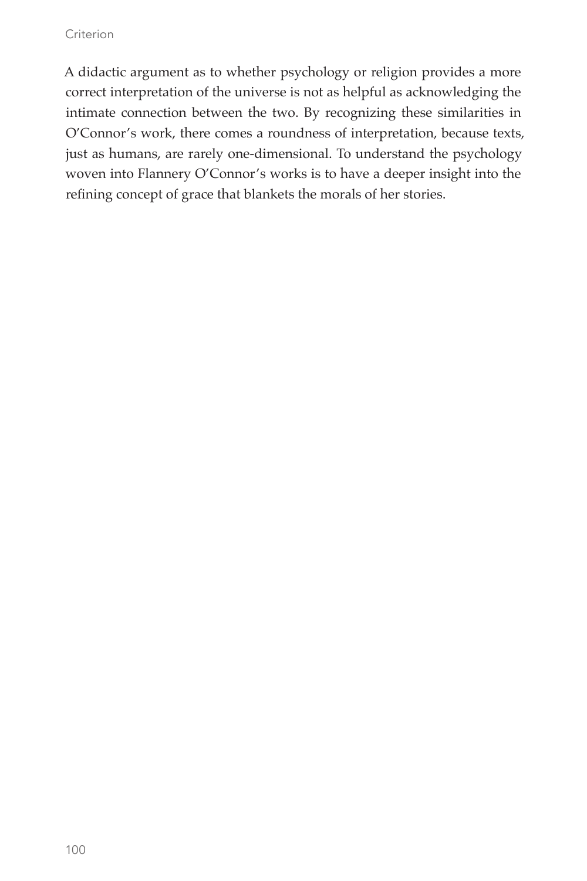A didactic argument as to whether psychology or religion provides a more correct interpretation of the universe is not as helpful as acknowledging the intimate connection between the two. By recognizing these similarities in O'Connor's work, there comes a roundness of interpretation, because texts, just as humans, are rarely one-dimensional. To understand the psychology woven into Flannery O'Connor's works is to have a deeper insight into the refining concept of grace that blankets the morals of her stories.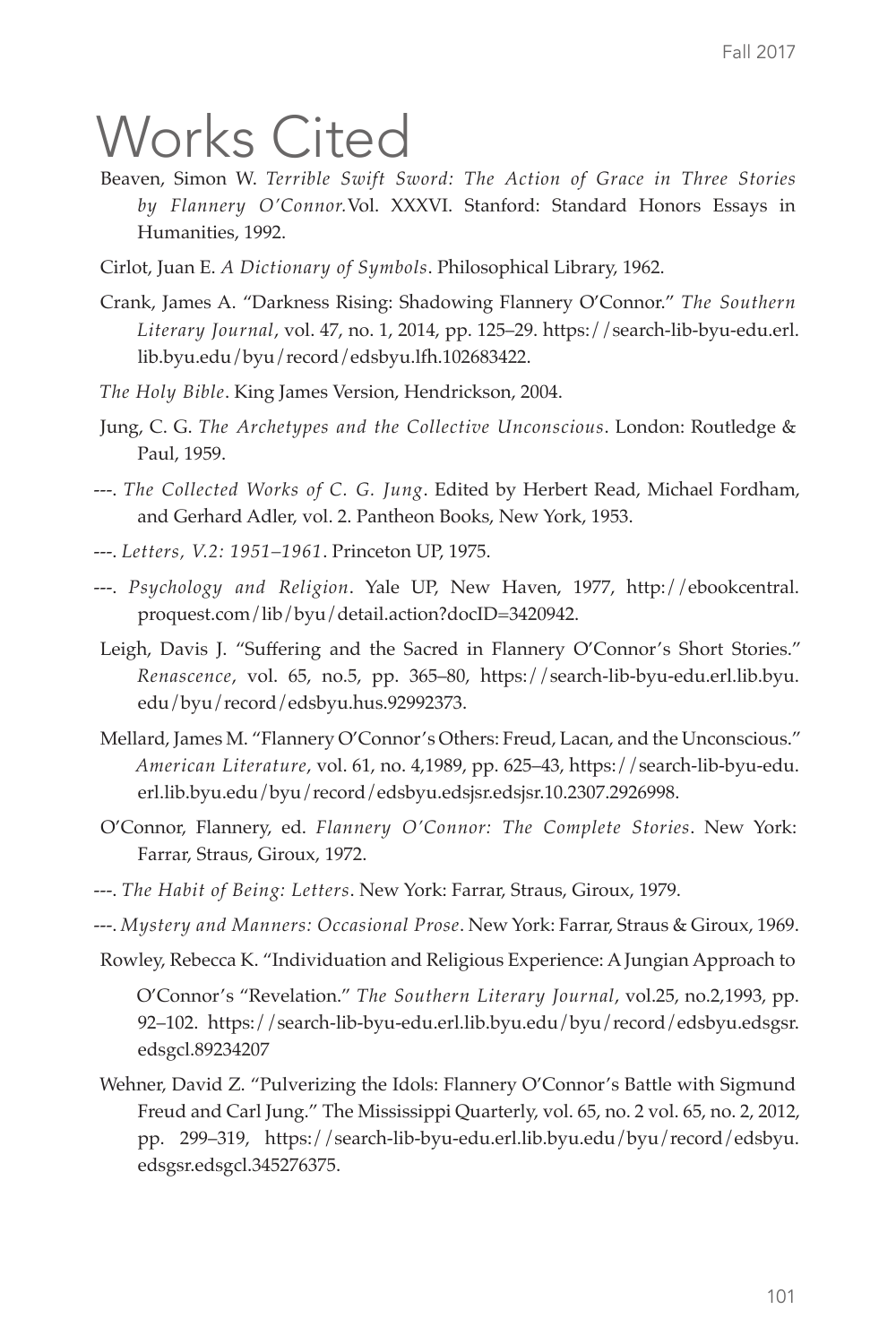# Works Cited

Beaven, Simon W. *Terrible Swift Sword: The Action of Grace in Three Stories by Flannery O'Connor.* Vol. XXXVI. Stanford: Standard Honors Essays in Humanities, 1992.

Cirlot, Juan E. *A Dictionary of Symbols*. Philosophical Library, 1962.

Crank, James A. "Darkness Rising: Shadowing Flannery O'Connor." *The Southern Literary Journal*, vol. 47, no. 1, 2014, pp. 125–29. https://search-lib-byu-edu.erl.lib.byu.edu/byu/record/edsbyu.lfh.102683422.

*The Holy Bible*. King James Version, Hendrickson, 2004.

Jung, C. G. *The Archetypes and the Collective Unconscious*. London: Routledge & Paul, 1959.

---. *The Collected Works of C. G. Jung*. Edited by Herbert Read, Michael Fordham, and Gerhard Adler, vol. 2. Pantheon Books, New York, 1953.

---. *Letters, V.2: 1951–1961*. Princeton UP, 1975.

---. *Psychology and Religion*. Yale UP, New Haven, 1977, http://ebookcentral.proquest.com/lib/byu/detail.action?docID=3420942.

Leigh, Davis J. "Suffering and the Sacred in Flannery O'Connor's Short Stories." *Renascence*, vol. 65, no.5, pp. 365–80, https://search-lib-byu-edu.erl.lib.byu.edu/byu/record/edsbyu.hus.92992373.

Mellard, James M. "Flannery O'Connor's Others: Freud, Lacan, and the Unconscious." *American Literature*, vol. 61, no. 4,1989, pp. 625–43, https://search-lib-byu-edu.erl.lib.byu.edu/byu/record/edsbyu.edsjsr.edsjsr.10.2307.2926998.

O'Connor, Flannery, ed. *Flannery O'Connor: The Complete Stories*. New York: Farrar, Straus, Giroux, 1972.

---. *The Habit of Being: Letters*. New York: Farrar, Straus, Giroux, 1979.

---. *Mystery and Manners: Occasional Prose*. New York: Farrar, Straus & Giroux, 1969.

Rowley, Rebecca K. "Individuation and Religious Experience: A Jungian Approach to O'Connor's "Revelation." *The Southern Literary Journal*, vol.25, no.2,1993, pp. 92–102. https://search-lib-byu-edu.erl.lib.byu.edu/byu/record/edsbyu.edsgsr.edsgcl.89234207

Wehner, David Z. "Pulverizing the Idols: Flannery O'Connor's Battle with Sigmund Freud and Carl Jung." The Mississippi Quarterly, vol. 65, no. 2 vol. 65, no. 2, 2012, pp. 299–319, https://search-lib-byu-edu.erl.lib.byu.edu/byu/record/edsbyu.edsgsr.edsgcl.345276375.